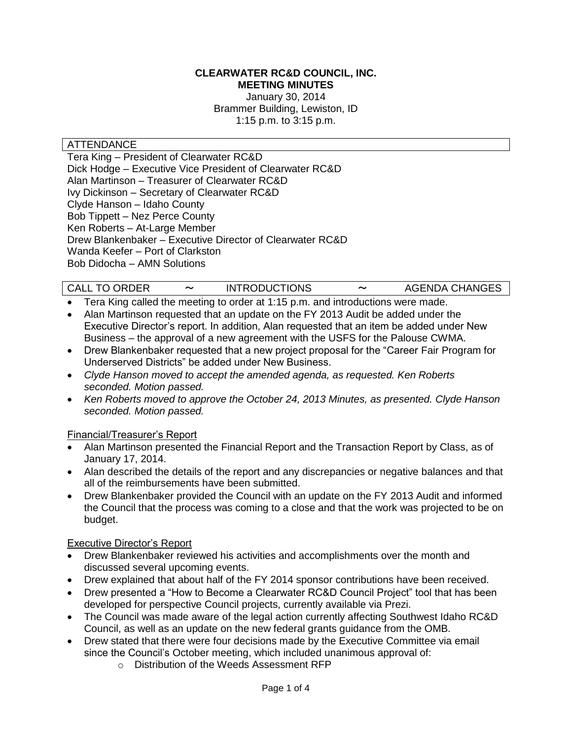# CLEARWATER RC&D COUNCIL, INC.
## MEETING MINUTES

January 30, 2014
Brammer Building, Lewiston, ID
1:15 p.m. to 3:15 p.m.

### ATTENDANCE

Tera King – President of Clearwater RC&D
Dick Hodge – Executive Vice President of Clearwater RC&D
Alan Martinson – Treasurer of Clearwater RC&D
Ivy Dickinson – Secretary of Clearwater RC&D
Clyde Hanson – Idaho County
Bob Tippett – Nez Perce County
Ken Roberts – At-Large Member
Drew Blankenbaker – Executive Director of Clearwater RC&D
Wanda Keefer – Port of Clarkston
Bob Didocha – AMN Solutions

### CALL TO ORDER ~ INTRODUCTIONS ~ AGENDA CHANGES

- Tera King called the meeting to order at 1:15 p.m. and introductions were made.
- Alan Martinson requested that an update on the FY 2013 Audit be added under the Executive Director's report. In addition, Alan requested that an item be added under New Business – the approval of a new agreement with the USFS for the Palouse CWMA.
- Drew Blankenbaker requested that a new project proposal for the "Career Fair Program for Underserved Districts" be added under New Business.
- *Clyde Hanson moved to accept the amended agenda, as requested. Ken Roberts seconded. Motion passed.*
- *Ken Roberts moved to approve the October 24, 2013 Minutes, as presented. Clyde Hanson seconded. Motion passed.*

<u>Financial/Treasurer's Report</u>

- Alan Martinson presented the Financial Report and the Transaction Report by Class, as of January 17, 2014.
- Alan described the details of the report and any discrepancies or negative balances and that all of the reimbursements have been submitted.
- Drew Blankenbaker provided the Council with an update on the FY 2013 Audit and informed the Council that the process was coming to a close and that the work was projected to be on budget.

<u>Executive Director's Report</u>

- Drew Blankenbaker reviewed his activities and accomplishments over the month and discussed several upcoming events.
- Drew explained that about half of the FY 2014 sponsor contributions have been received.
- Drew presented a "How to Become a Clearwater RC&D Council Project" tool that has been developed for perspective Council projects, currently available via Prezi.
- The Council was made aware of the legal action currently affecting Southwest Idaho RC&D Council, as well as an update on the new federal grants guidance from the OMB.
- Drew stated that there were four decisions made by the Executive Committee via email since the Council's October meeting, which included unanimous approval of:
  - Distribution of the Weeds Assessment RFP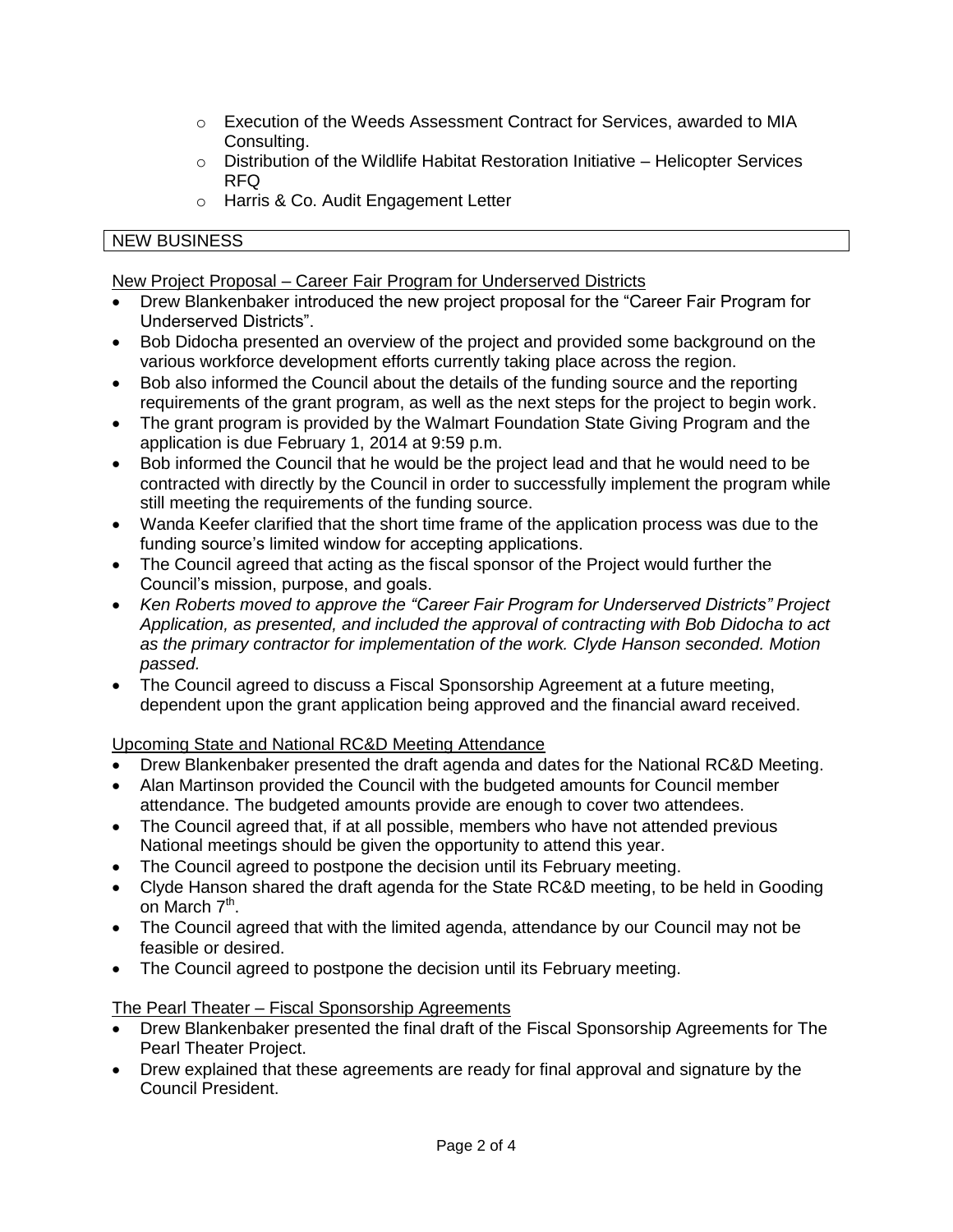- Execution of the Weeds Assessment Contract for Services, awarded to MIA Consulting.
- Distribution of the Wildlife Habitat Restoration Initiative – Helicopter Services RFQ
- Harris & Co. Audit Engagement Letter

## NEW BUSINESS

New Project Proposal – Career Fair Program for Underserved Districts

- Drew Blankenbaker introduced the new project proposal for the "Career Fair Program for Underserved Districts".
- Bob Didocha presented an overview of the project and provided some background on the various workforce development efforts currently taking place across the region.
- Bob also informed the Council about the details of the funding source and the reporting requirements of the grant program, as well as the next steps for the project to begin work.
- The grant program is provided by the Walmart Foundation State Giving Program and the application is due February 1, 2014 at 9:59 p.m.
- Bob informed the Council that he would be the project lead and that he would need to be contracted with directly by the Council in order to successfully implement the program while still meeting the requirements of the funding source.
- Wanda Keefer clarified that the short time frame of the application process was due to the funding source's limited window for accepting applications.
- The Council agreed that acting as the fiscal sponsor of the Project would further the Council's mission, purpose, and goals.
- *Ken Roberts moved to approve the "Career Fair Program for Underserved Districts" Project Application, as presented, and included the approval of contracting with Bob Didocha to act as the primary contractor for implementation of the work. Clyde Hanson seconded. Motion passed.*
- The Council agreed to discuss a Fiscal Sponsorship Agreement at a future meeting, dependent upon the grant application being approved and the financial award received.

Upcoming State and National RC&D Meeting Attendance

- Drew Blankenbaker presented the draft agenda and dates for the National RC&D Meeting.
- Alan Martinson provided the Council with the budgeted amounts for Council member attendance. The budgeted amounts provide are enough to cover two attendees.
- The Council agreed that, if at all possible, members who have not attended previous National meetings should be given the opportunity to attend this year.
- The Council agreed to postpone the decision until its February meeting.
- Clyde Hanson shared the draft agenda for the State RC&D meeting, to be held in Gooding on March 7th.
- The Council agreed that with the limited agenda, attendance by our Council may not be feasible or desired.
- The Council agreed to postpone the decision until its February meeting.

The Pearl Theater – Fiscal Sponsorship Agreements

- Drew Blankenbaker presented the final draft of the Fiscal Sponsorship Agreements for The Pearl Theater Project.
- Drew explained that these agreements are ready for final approval and signature by the Council President.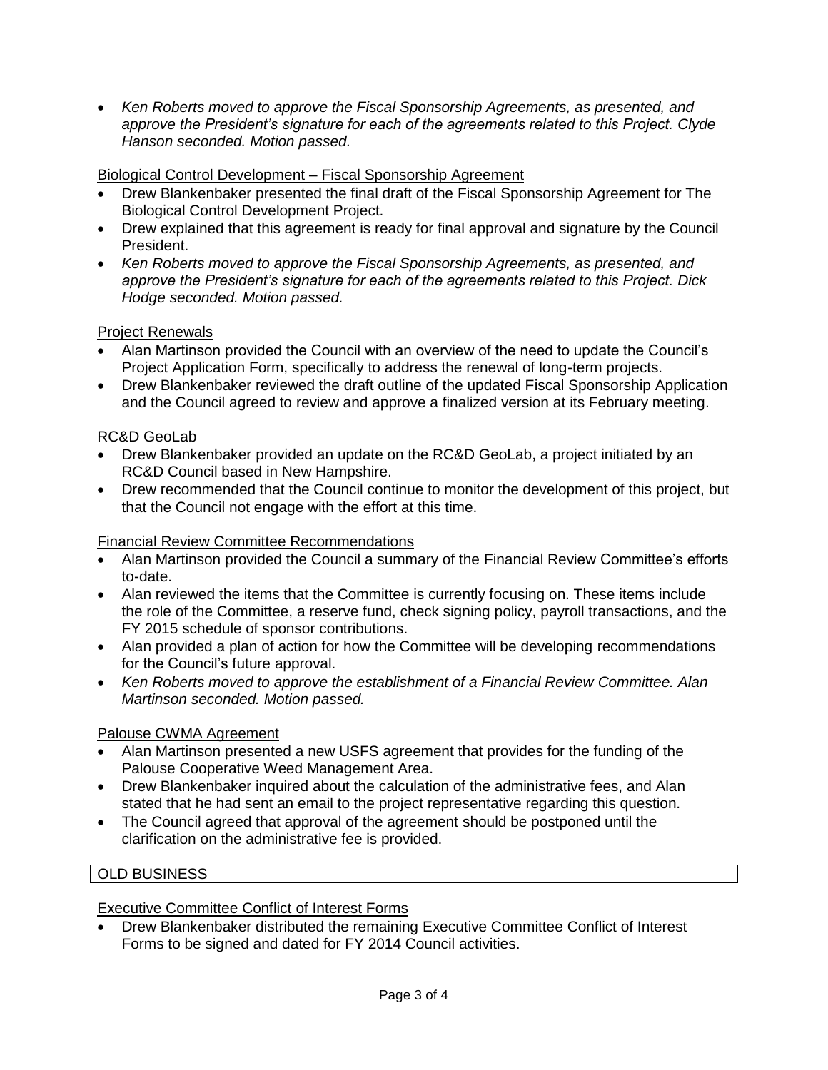- *Ken Roberts moved to approve the Fiscal Sponsorship Agreements, as presented, and approve the President's signature for each of the agreements related to this Project. Clyde Hanson seconded. Motion passed.*

Biological Control Development – Fiscal Sponsorship Agreement

- Drew Blankenbaker presented the final draft of the Fiscal Sponsorship Agreement for The Biological Control Development Project.
- Drew explained that this agreement is ready for final approval and signature by the Council President.
- *Ken Roberts moved to approve the Fiscal Sponsorship Agreements, as presented, and approve the President's signature for each of the agreements related to this Project. Dick Hodge seconded. Motion passed.*

Project Renewals

- Alan Martinson provided the Council with an overview of the need to update the Council's Project Application Form, specifically to address the renewal of long-term projects.
- Drew Blankenbaker reviewed the draft outline of the updated Fiscal Sponsorship Application and the Council agreed to review and approve a finalized version at its February meeting.

RC&D GeoLab

- Drew Blankenbaker provided an update on the RC&D GeoLab, a project initiated by an RC&D Council based in New Hampshire.
- Drew recommended that the Council continue to monitor the development of this project, but that the Council not engage with the effort at this time.

Financial Review Committee Recommendations

- Alan Martinson provided the Council a summary of the Financial Review Committee's efforts to-date.
- Alan reviewed the items that the Committee is currently focusing on. These items include the role of the Committee, a reserve fund, check signing policy, payroll transactions, and the FY 2015 schedule of sponsor contributions.
- Alan provided a plan of action for how the Committee will be developing recommendations for the Council's future approval.
- *Ken Roberts moved to approve the establishment of a Financial Review Committee. Alan Martinson seconded. Motion passed.*

Palouse CWMA Agreement

- Alan Martinson presented a new USFS agreement that provides for the funding of the Palouse Cooperative Weed Management Area.
- Drew Blankenbaker inquired about the calculation of the administrative fees, and Alan stated that he had sent an email to the project representative regarding this question.
- The Council agreed that approval of the agreement should be postponed until the clarification on the administrative fee is provided.

## OLD BUSINESS

Executive Committee Conflict of Interest Forms

- Drew Blankenbaker distributed the remaining Executive Committee Conflict of Interest Forms to be signed and dated for FY 2014 Council activities.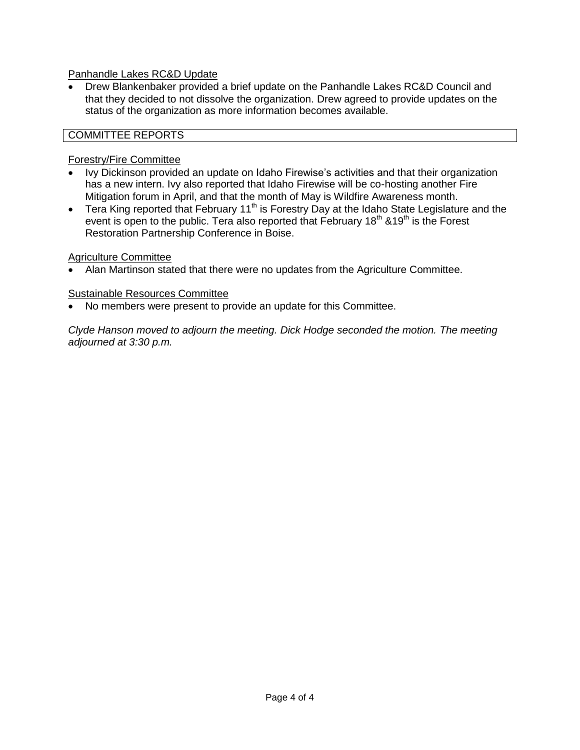Panhandle Lakes RC&D Update

- Drew Blankenbaker provided a brief update on the Panhandle Lakes RC&D Council and that they decided to not dissolve the organization. Drew agreed to provide updates on the status of the organization as more information becomes available.

## COMMITTEE REPORTS

Forestry/Fire Committee

- Ivy Dickinson provided an update on Idaho Firewise's activities and that their organization has a new intern. Ivy also reported that Idaho Firewise will be co-hosting another Fire Mitigation forum in April, and that the month of May is Wildfire Awareness month.
- Tera King reported that February 11th is Forestry Day at the Idaho State Legislature and the event is open to the public. Tera also reported that February 18th &19th is the Forest Restoration Partnership Conference in Boise.

Agriculture Committee

- Alan Martinson stated that there were no updates from the Agriculture Committee.

Sustainable Resources Committee

- No members were present to provide an update for this Committee.

*Clyde Hanson moved to adjourn the meeting. Dick Hodge seconded the motion. The meeting adjourned at 3:30 p.m.*